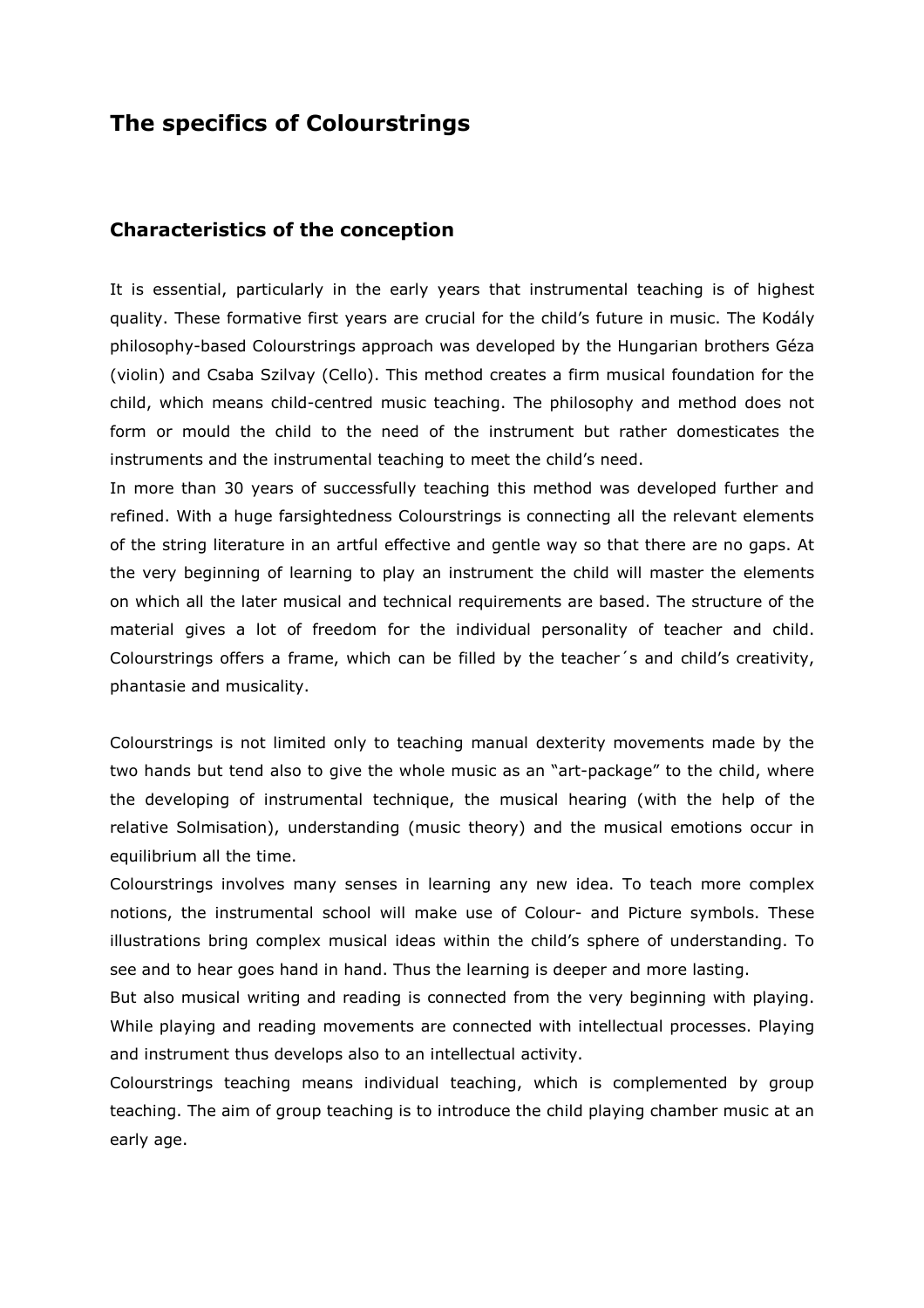# The specifics of Colourstrings

## Characteristics of the conception

It is essential, particularly in the early years that instrumental teaching is of highest quality. These formative first years are crucial for the child's future in music. The Kodály philosophy-based Colourstrings approach was developed by the Hungarian brothers Géza (violin) and Csaba Szilvay (Cello). This method creates a firm musical foundation for the child, which means child-centred music teaching. The philosophy and method does not form or mould the child to the need of the instrument but rather domesticates the instruments and the instrumental teaching to meet the child's need.

In more than 30 years of successfully teaching this method was developed further and refined. With a huge farsightedness Colourstrings is connecting all the relevant elements of the string literature in an artful effective and gentle way so that there are no gaps. At the very beginning of learning to play an instrument the child will master the elements on which all the later musical and technical requirements are based. The structure of the material gives a lot of freedom for the individual personality of teacher and child. Colourstrings offers a frame, which can be filled by the teacher´s and child's creativity, phantasie and musicality.

Colourstrings is not limited only to teaching manual dexterity movements made by the two hands but tend also to give the whole music as an "art-package" to the child, where the developing of instrumental technique, the musical hearing (with the help of the relative Solmisation), understanding (music theory) and the musical emotions occur in equilibrium all the time.

Colourstrings involves many senses in learning any new idea. To teach more complex notions, the instrumental school will make use of Colour- and Picture symbols. These illustrations bring complex musical ideas within the child's sphere of understanding. To see and to hear goes hand in hand. Thus the learning is deeper and more lasting.

But also musical writing and reading is connected from the very beginning with playing. While playing and reading movements are connected with intellectual processes. Playing and instrument thus develops also to an intellectual activity.

Colourstrings teaching means individual teaching, which is complemented by group teaching. The aim of group teaching is to introduce the child playing chamber music at an early age.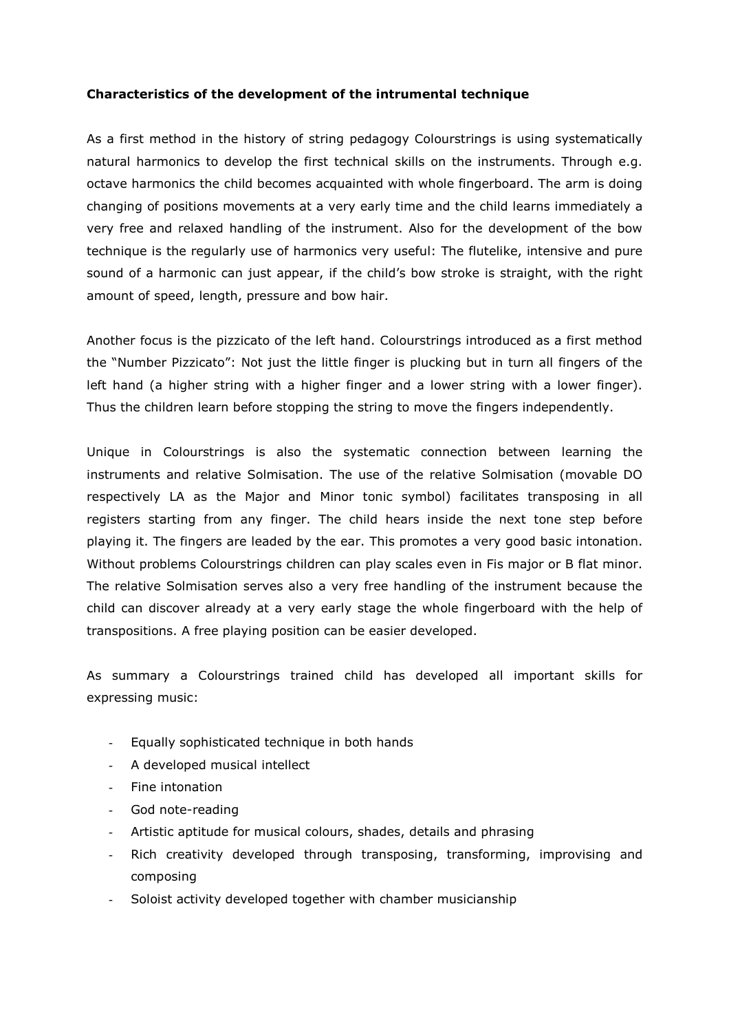**Characteristics of the development of the intrumental technique**

As a first method in the history of string pedagogy Colourstrings is using systematically natural harmonics to develop the first technical skills on the instruments. Through e.g. octave harmonics the child becomes acquainted with whole fingerboard. The arm is doing changing of positions movements at a very early time and the child learns immediately a very free and relaxed handling of the instrument. Also for the development of the bow technique is the regularly use of harmonics very useful: The flutelike, intensive and pure sound of a harmonic can just appear, if the child's bow stroke is straight, with the right amount of speed, length, pressure and bow hair.

Another focus is the pizzicato of the left hand. Colourstrings introduced as a first method the "Number Pizzicato": Not just the little finger is plucking but in turn all fingers of the left hand (a higher string with a higher finger and a lower string with a lower finger). Thus the children learn before stopping the string to move the fingers independently.

Unique in Colourstrings is also the systematic connection between learning the instruments and relative Solmisation. The use of the relative Solmisation (movable DO respectively LA as the Major and Minor tonic symbol) facilitates transposing in all registers starting from any finger. The child hears inside the next tone step before playing it. The fingers are leaded by the ear. This promotes a very good basic intonation. Without problems Colourstrings children can play scales even in Fis major or B flat minor. The relative Solmisation serves also a very free handling of the instrument because the child can discover already at a very early stage the whole fingerboard with the help of transpositions. A free playing position can be easier developed.

As summary a Colourstrings trained child has developed all important skills for expressing music:

- Equally sophisticated technique in both hands
- A developed musical intellect
- Fine intonation
- God note-reading
- Artistic aptitude for musical colours, shades, details and phrasing
- Rich creativity developed through transposing, transforming, improvising and composing
- Soloist activity developed together with chamber musicianship